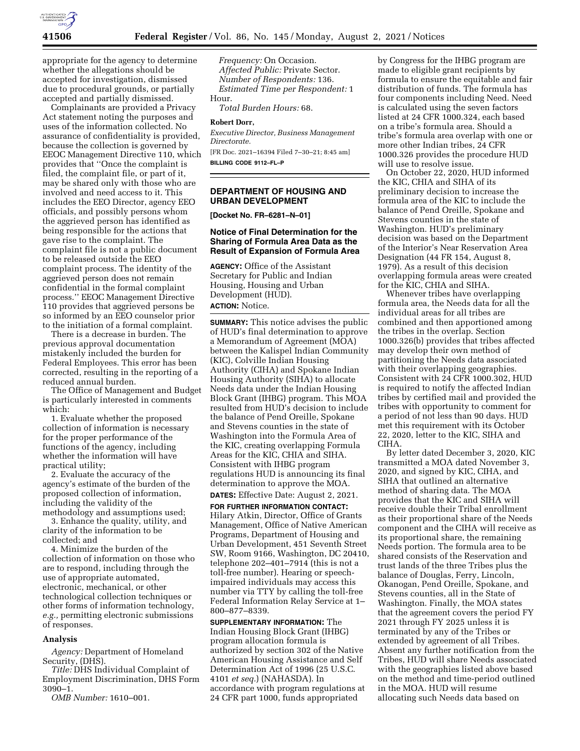appropriate for the agency to determine whether the allegations should be accepted for investigation, dismissed due to procedural grounds, or partially accepted and partially dismissed.

Complainants are provided a Privacy Act statement noting the purposes and uses of the information collected. No assurance of confidentiality is provided, because the collection is governed by EEOC Management Directive 110, which provides that ''Once the complaint is filed, the complaint file, or part of it, may be shared only with those who are involved and need access to it. This includes the EEO Director, agency EEO officials, and possibly persons whom the aggrieved person has identified as being responsible for the actions that gave rise to the complaint. The complaint file is not a public document to be released outside the EEO complaint process. The identity of the aggrieved person does not remain confidential in the formal complaint process.'' EEOC Management Directive 110 provides that aggrieved persons be so informed by an EEO counselor prior to the initiation of a formal complaint.

There is a decrease in burden. The previous approval documentation mistakenly included the burden for Federal Employees. This error has been corrected, resulting in the reporting of a reduced annual burden.

The Office of Management and Budget is particularly interested in comments which:

1. Evaluate whether the proposed collection of information is necessary for the proper performance of the functions of the agency, including whether the information will have practical utility;

2. Evaluate the accuracy of the agency's estimate of the burden of the proposed collection of information, including the validity of the methodology and assumptions used;

3. Enhance the quality, utility, and clarity of the information to be collected; and

4. Minimize the burden of the collection of information on those who are to respond, including through the use of appropriate automated, electronic, mechanical, or other technological collection techniques or other forms of information technology, *e.g.,* permitting electronic submissions of responses.

## Analysis

*Agency:* Department of Homeland Security, (DHS).

*Title:* DHS Individual Complaint of Employment Discrimination, DHS Form 3090–1.

*OMB Number:* 1610–001.

*Frequency:* On Occasion.

*Affected Public:* Private Sector.

*Number of Respondents:* 136.

*Estimated Time per Respondent:* 1 Hour.

*Total Burden Hours:* 68.

**Robert Dorr,**

*Executive Director, Business Management Directorate.*

[FR Doc. 2021–16394 Filed 7–30–21; 8:45 am]

**BILLING CODE 9112–FL–P**

## DEPARTMENT OF HOUSING AND URBAN DEVELOPMENT

**[Docket No. FR–6281–N–01]**

### Notice of Final Determination for the Sharing of Formula Area Data as the Result of Expansion of Formula Area

**AGENCY:** Office of the Assistant Secretary for Public and Indian Housing, Housing and Urban Development (HUD).

**ACTION:** Notice.

**SUMMARY:** This notice advises the public of HUD's final determination to approve a Memorandum of Agreement (MOA) between the Kalispel Indian Community (KIC), Colville Indian Housing Authority (CIHA) and Spokane Indian Housing Authority (SIHA) to allocate Needs data under the Indian Housing Block Grant (IHBG) program. This MOA resulted from HUD's decision to include the balance of Pend Oreille, Spokane and Stevens counties in the state of Washington into the Formula Area of the KIC, creating overlapping Formula Areas for the KIC, CHIA and SIHA. Consistent with IHBG program regulations HUD is announcing its final determination to approve the MOA.

**DATES:** Effective Date: August 2, 2021.

**FOR FURTHER INFORMATION CONTACT:** Hilary Atkin, Director, Office of Grants Management, Office of Native American Programs, Department of Housing and Urban Development, 451 Seventh Street SW, Room 9166, Washington, DC 20410, telephone 202–401–7914 (this is not a toll-free number). Hearing or speech-impaired individuals may access this number via TTY by calling the toll-free Federal Information Relay Service at 1–800–877–8339.

**SUPPLEMENTARY INFORMATION:** The Indian Housing Block Grant (IHBG) program allocation formula is authorized by section 302 of the Native American Housing Assistance and Self Determination Act of 1996 (25 U.S.C. 4101 *et seq.*) (NAHASDA). In accordance with program regulations at 24 CFR part 1000, funds appropriated by Congress for the IHBG program are made to eligible grant recipients by formula to ensure the equitable and fair distribution of funds. The formula has four components including Need. Need is calculated using the seven factors listed at 24 CFR 1000.324, each based on a tribe's formula area. Should a tribe's formula area overlap with one or more other Indian tribes, 24 CFR 1000.326 provides the procedure HUD will use to resolve issue.

On October 22, 2020, HUD informed the KIC, CHIA and SIHA of its preliminary decision to increase the formula area of the KIC to include the balance of Pend Oreille, Spokane and Stevens counties in the state of Washington. HUD's preliminary decision was based on the Department of the Interior's Near Reservation Area Designation (44 FR 154, August 8, 1979). As a result of this decision overlapping formula areas were created for the KIC, CHIA and SIHA.

Whenever tribes have overlapping formula area, the Needs data for all the individual areas for all tribes are combined and then apportioned among the tribes in the overlap. Section 1000.326(b) provides that tribes affected may develop their own method of partitioning the Needs data associated with their overlapping geographies. Consistent with 24 CFR 1000.302, HUD is required to notify the affected Indian tribes by certified mail and provided the tribes with opportunity to comment for a period of not less than 90 days. HUD met this requirement with its October 22, 2020, letter to the KIC, SIHA and CIHA.

By letter dated December 3, 2020, KIC transmitted a MOA dated November 3, 2020, and signed by KIC, CIHA, and SIHA that outlined an alternative method of sharing data. The MOA provides that the KIC and SIHA will receive double their Tribal enrollment as their proportional share of the Needs component and the CIHA will receive as its proportional share, the remaining Needs portion. The formula area to be shared consists of the Reservation and trust lands of the three Tribes plus the balance of Douglas, Ferry, Lincoln, Okanogan, Pend Oreille, Spokane, and Stevens counties, all in the State of Washington. Finally, the MOA states that the agreement covers the period FY 2021 through FY 2025 unless it is terminated by any of the Tribes or extended by agreement of all Tribes. Absent any further notification from the Tribes, HUD will share Needs associated with the geographies listed above based on the method and time-period outlined in the MOA. HUD will resume allocating such Needs data based on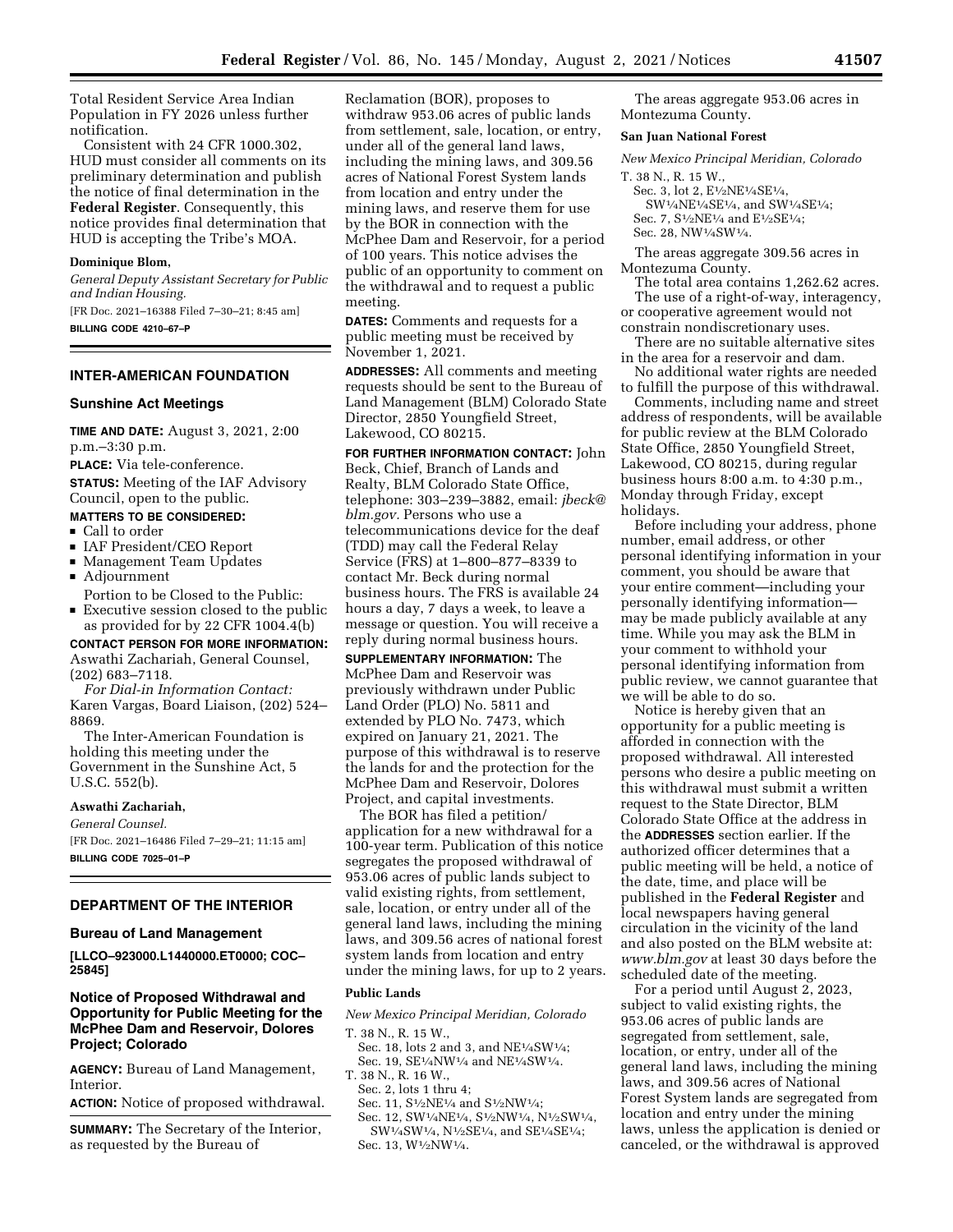Total Resident Service Area Indian Population in FY 2026 unless further notification.

Consistent with 24 CFR 1000.302, HUD must consider all comments on its preliminary determination and publish the notice of final determination in the **Federal Register**. Consequently, this notice provides final determination that HUD is accepting the Tribe's MOA.

**Dominique Blom,**

*General Deputy Assistant Secretary for Public and Indian Housing.*

[FR Doc. 2021–16388 Filed 7–30–21; 8:45 am]

**BILLING CODE 4210–67–P**

## INTER-AMERICAN FOUNDATION

### Sunshine Act Meetings

**TIME AND DATE:** August 3, 2021, 2:00 p.m.–3:30 p.m.

**PLACE:** Via tele-conference.

**STATUS:** Meeting of the IAF Advisory Council, open to the public.

**MATTERS TO BE CONSIDERED:**

- Call to order
- IAF President/CEO Report
- Management Team Updates
- Adjournment

Portion to be Closed to the Public:

- Executive session closed to the public as provided for by 22 CFR 1004.4(b)

**CONTACT PERSON FOR MORE INFORMATION:** Aswathi Zachariah, General Counsel, (202) 683–7118.

*For Dial-in Information Contact:* Karen Vargas, Board Liaison, (202) 524–8869.

The Inter-American Foundation is holding this meeting under the Government in the Sunshine Act, 5 U.S.C. 552(b).

**Aswathi Zachariah,**

*General Counsel.*

[FR Doc. 2021–16486 Filed 7–29–21; 11:15 am]

**BILLING CODE 7025–01–P**

## DEPARTMENT OF THE INTERIOR

### Bureau of Land Management

**[LLCO–923000.L1440000.ET0000; COC–25845]**

### Notice of Proposed Withdrawal and Opportunity for Public Meeting for the McPhee Dam and Reservoir, Dolores Project; Colorado

**AGENCY:** Bureau of Land Management, Interior.

**ACTION:** Notice of proposed withdrawal.

**SUMMARY:** The Secretary of the Interior, as requested by the Bureau of Reclamation (BOR), proposes to withdraw 953.06 acres of public lands from settlement, sale, location, or entry, under all of the general land laws, including the mining laws, and 309.56 acres of National Forest System lands from location and entry under the mining laws, and reserve them for use by the BOR in connection with the McPhee Dam and Reservoir, for a period of 100 years. This notice advises the public of an opportunity to comment on the withdrawal and to request a public meeting.

**DATES:** Comments and requests for a public meeting must be received by November 1, 2021.

**ADDRESSES:** All comments and meeting requests should be sent to the Bureau of Land Management (BLM) Colorado State Director, 2850 Youngfield Street, Lakewood, CO 80215.

**FOR FURTHER INFORMATION CONTACT:** John Beck, Chief, Branch of Lands and Realty, BLM Colorado State Office, telephone: 303–239–3882, email: *jbeck@blm.gov.* Persons who use a telecommunications device for the deaf (TDD) may call the Federal Relay Service (FRS) at 1–800–877–8339 to contact Mr. Beck during normal business hours. The FRS is available 24 hours a day, 7 days a week, to leave a message or question. You will receive a reply during normal business hours.

**SUPPLEMENTARY INFORMATION:** The McPhee Dam and Reservoir was previously withdrawn under Public Land Order (PLO) No. 5811 and extended by PLO No. 7473, which expired on January 21, 2021. The purpose of this withdrawal is to reserve the lands for and the protection for the McPhee Dam and Reservoir, Dolores Project, and capital investments.

The BOR has filed a petition/application for a new withdrawal for a 100-year term. Publication of this notice segregates the proposed withdrawal of 953.06 acres of public lands subject to valid existing rights, from settlement, sale, location, or entry under all of the general land laws, including the mining laws, and 309.56 acres of national forest system lands from location and entry under the mining laws, for up to 2 years.

**Public Lands**

*New Mexico Principal Meridian, Colorado*

T. 38 N., R. 15 W.,
Sec. 18, lots 2 and 3, and NE¼SW¼;
Sec. 19, SE¼NW¼ and NE¼SW¼.

T. 38 N., R. 16 W.,
Sec. 2, lots 1 thru 4;
Sec. 11, S½NE¼ and S½NW¼;
Sec. 12, SW¼NE¼, S½NW¼, N½SW¼, SW¼SW¼, N½SE¼, and SE¼SE¼;
Sec. 13, W½NW¼.

The areas aggregate 953.06 acres in Montezuma County.

**San Juan National Forest**

*New Mexico Principal Meridian, Colorado*

T. 38 N., R. 15 W.,
Sec. 3, lot 2, E½NE¼SE¼, SW¼NE¼SE¼, and SW¼SE¼;
Sec. 7, S½NE¼ and E½SE¼;
Sec. 28, NW¼SW¼.

The areas aggregate 309.56 acres in Montezuma County.

The total area contains 1,262.62 acres.

The use of a right-of-way, interagency, or cooperative agreement would not constrain nondiscretionary uses.

There are no suitable alternative sites in the area for a reservoir and dam.

No additional water rights are needed to fulfill the purpose of this withdrawal.

Comments, including name and street address of respondents, will be available for public review at the BLM Colorado State Office, 2850 Youngfield Street, Lakewood, CO 80215, during regular business hours 8:00 a.m. to 4:30 p.m., Monday through Friday, except holidays.

Before including your address, phone number, email address, or other personal identifying information in your comment, you should be aware that your entire comment—including your personally identifying information—may be made publicly available at any time. While you may ask the BLM in your comment to withhold your personal identifying information from public review, we cannot guarantee that we will be able to do so.

Notice is hereby given that an opportunity for a public meeting is afforded in connection with the proposed withdrawal. All interested persons who desire a public meeting on this withdrawal must submit a written request to the State Director, BLM Colorado State Office at the address in the **ADDRESSES** section earlier. If the authorized officer determines that a public meeting will be held, a notice of the date, time, and place will be published in the **Federal Register** and local newspapers having general circulation in the vicinity of the land and also posted on the BLM website at: *www.blm.gov* at least 30 days before the scheduled date of the meeting.

For a period until August 2, 2023, subject to valid existing rights, the 953.06 acres of public lands are segregated from settlement, sale, location, or entry, under all of the general land laws, including the mining laws, and 309.56 acres of National Forest System lands are segregated from location and entry under the mining laws, unless the application is denied or canceled, or the withdrawal is approved